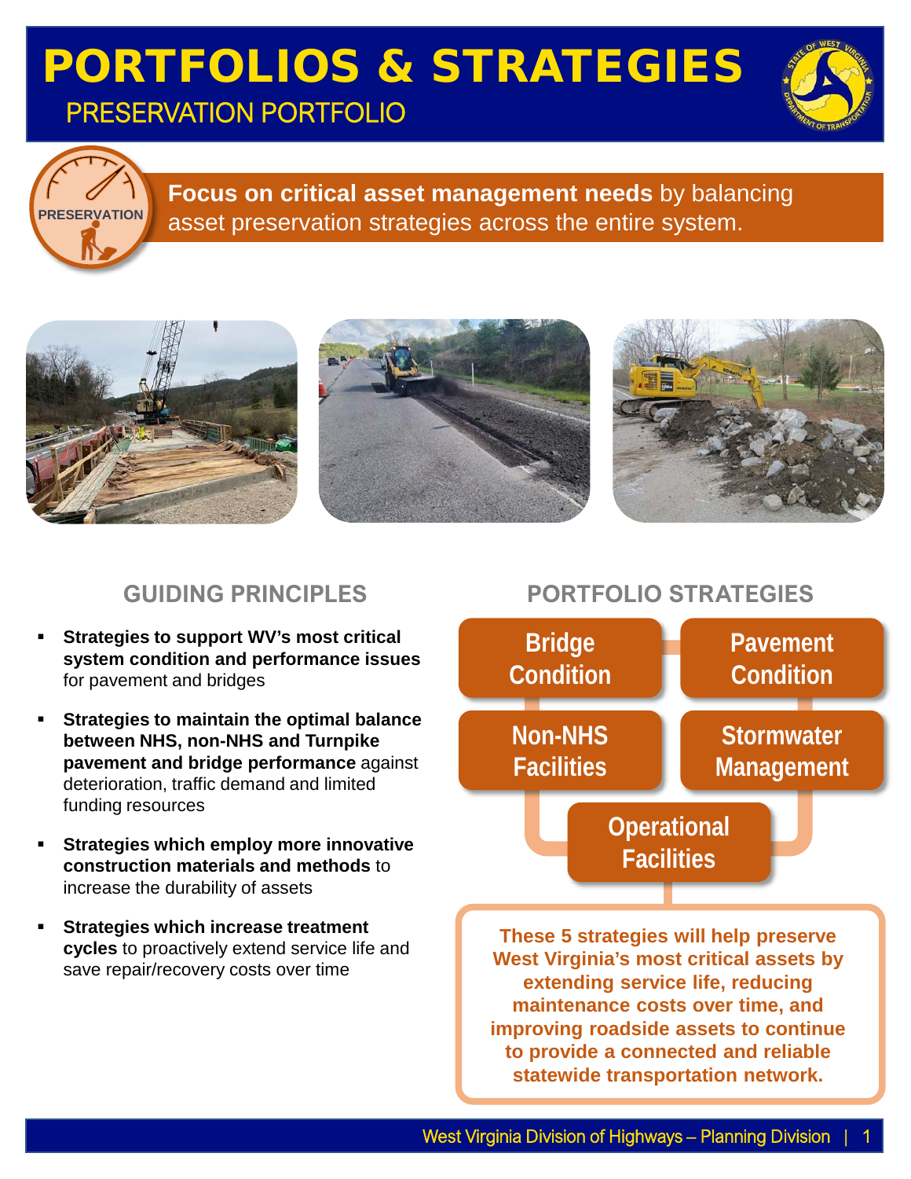# PORTFOLIOS & STRATEGIES

## PRESERVATION PORTFOLIO

PRESERVATION

**Focus on critical asset management needs** by balancing asset preservation strategies across the entire system.

## GUIDING PRINCIPLES

- **Strategies to support WV's most critical system condition and performance issues** for pavement and bridges
- **Strategies to maintain the optimal balance between NHS, non-NHS and Turnpike pavement and bridge performance** against deterioration, traffic demand and limited funding resources
- **Strategies which employ more innovative construction materials and methods** to increase the durability of assets
- **Strategies which increase treatment cycles** to proactively extend service life and save repair/recovery costs over time

## PORTFOLIO STRATEGIES

- Bridge Condition
- Pavement Condition
- Non-NHS Facilities
- Stormwater Management
- Operational Facilities

**These 5 strategies will help preserve West Virginia's most critical assets by extending service life, reducing maintenance costs over time, and improving roadside assets to continue to provide a connected and reliable statewide transportation network.**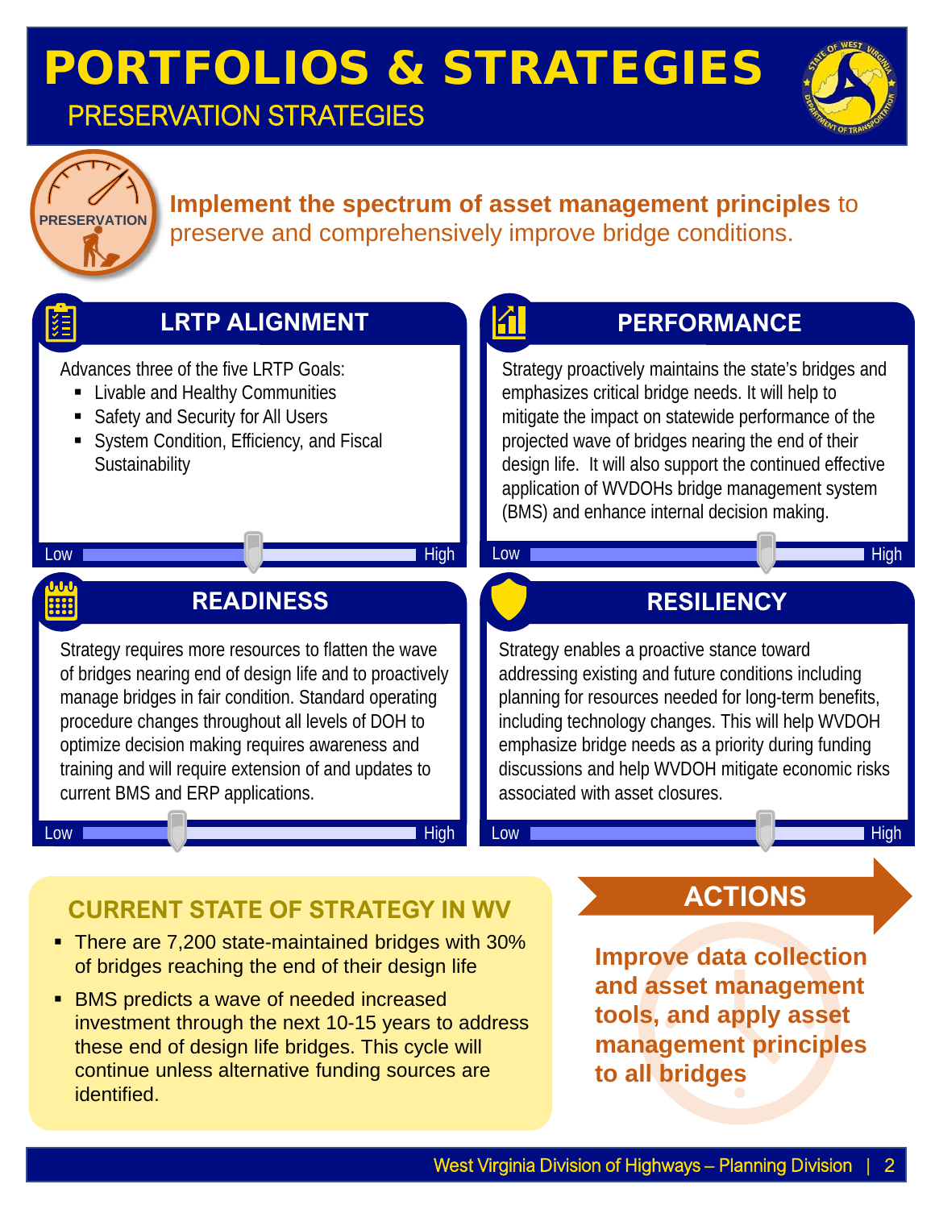# PORTFOLIOS & STRATEGIES

## PRESERVATION STRATEGIES

PRESERVATION

**Implement the spectrum of asset management principles** to preserve and comprehensively improve bridge conditions.

### LRTP ALIGNMENT

Advances three of the five LRTP Goals:

- Livable and Healthy Communities
- Safety and Security for All Users
- System Condition, Efficiency, and Fiscal Sustainability

Low — High

### PERFORMANCE

Strategy proactively maintains the state's bridges and emphasizes critical bridge needs. It will help to mitigate the impact on statewide performance of the projected wave of bridges nearing the end of their design life. It will also support the continued effective application of WVDOHs bridge management system (BMS) and enhance internal decision making.

Low — High

### READINESS

Strategy requires more resources to flatten the wave of bridges nearing end of design life and to proactively manage bridges in fair condition. Standard operating procedure changes throughout all levels of DOH to optimize decision making requires awareness and training and will require extension of and updates to current BMS and ERP applications.

Low — High

### RESILIENCY

Strategy enables a proactive stance toward addressing existing and future conditions including planning for resources needed for long-term benefits, including technology changes. This will help WVDOH emphasize bridge needs as a priority during funding discussions and help WVDOH mitigate economic risks associated with asset closures.

Low — High

### CURRENT STATE OF STRATEGY IN WV

- There are 7,200 state-maintained bridges with 30% of bridges reaching the end of their design life
- BMS predicts a wave of needed increased investment through the next 10-15 years to address these end of design life bridges. This cycle will continue unless alternative funding sources are identified.

### ACTIONS

**Improve data collection and asset management tools, and apply asset management principles to all bridges**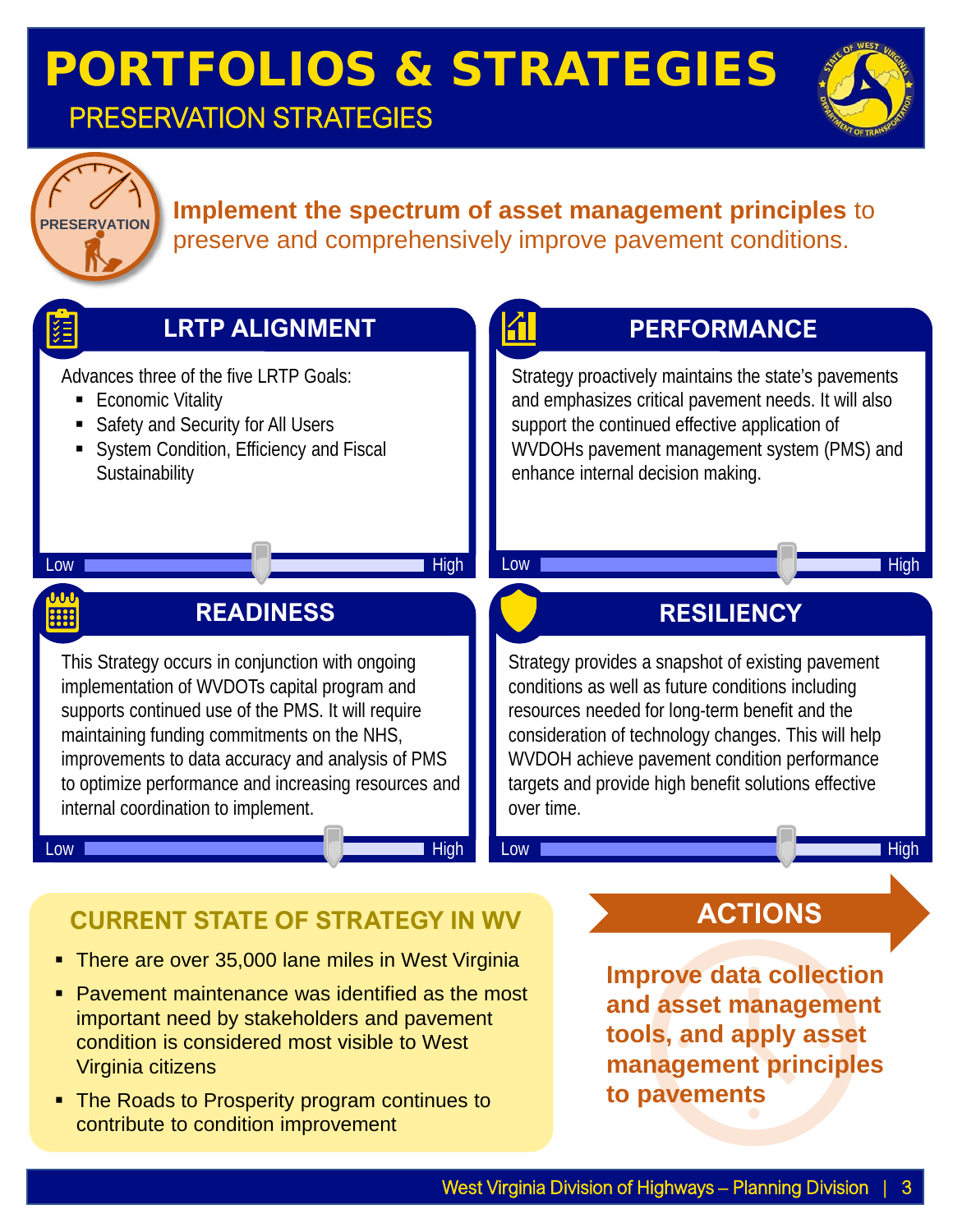# PORTFOLIOS & STRATEGIES

## PRESERVATION STRATEGIES

PRESERVATION

**Implement the spectrum of asset management principles** to preserve and comprehensively improve pavement conditions.

### LRTP ALIGNMENT

Advances three of the five LRTP Goals:

- Economic Vitality
- Safety and Security for All Users
- System Condition, Efficiency and Fiscal Sustainability

Low — High

### PERFORMANCE

Strategy proactively maintains the state's pavements and emphasizes critical pavement needs. It will also support the continued effective application of WVDOHs pavement management system (PMS) and enhance internal decision making.

Low — High

### READINESS

This Strategy occurs in conjunction with ongoing implementation of WVDOTs capital program and supports continued use of the PMS. It will require maintaining funding commitments on the NHS, improvements to data accuracy and analysis of PMS to optimize performance and increasing resources and internal coordination to implement.

Low — High

### RESILIENCY

Strategy provides a snapshot of existing pavement conditions as well as future conditions including resources needed for long-term benefit and the consideration of technology changes. This will help WVDOH achieve pavement condition performance targets and provide high benefit solutions effective over time.

Low — High

### CURRENT STATE OF STRATEGY IN WV

- There are over 35,000 lane miles in West Virginia
- Pavement maintenance was identified as the most important need by stakeholders and pavement condition is considered most visible to West Virginia citizens
- The Roads to Prosperity program continues to contribute to condition improvement

### ACTIONS

**Improve data collection and asset management tools, and apply asset management principles to pavements**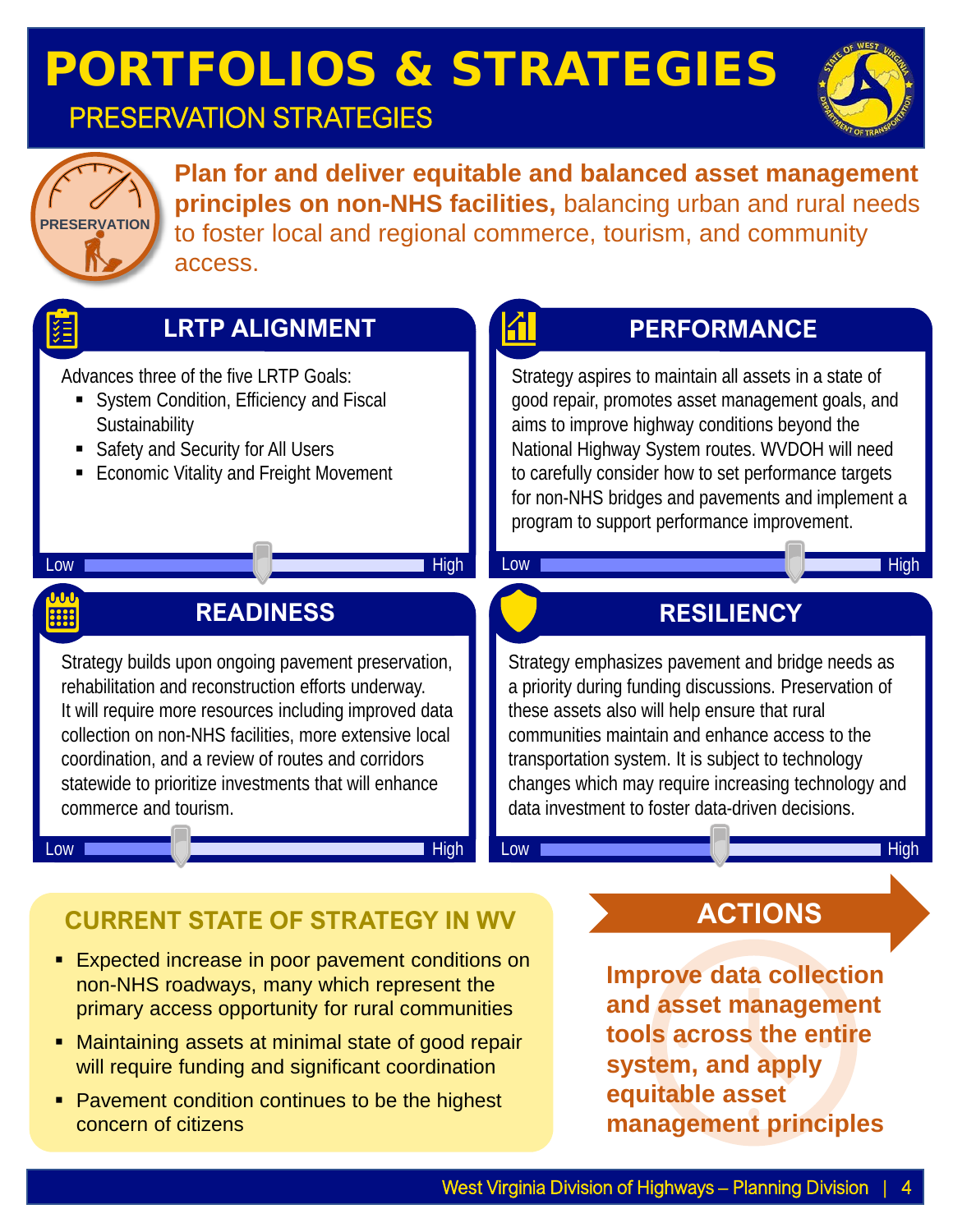# PORTFOLIOS & STRATEGIES

## PRESERVATION STRATEGIES

PRESERVATION

**Plan for and deliver equitable and balanced asset management principles on non-NHS facilities,** balancing urban and rural needs to foster local and regional commerce, tourism, and community access.

### LRTP ALIGNMENT

Advances three of the five LRTP Goals:

- System Condition, Efficiency and Fiscal Sustainability
- Safety and Security for All Users
- Economic Vitality and Freight Movement

Low — High

### PERFORMANCE

Strategy aspires to maintain all assets in a state of good repair, promotes asset management goals, and aims to improve highway conditions beyond the National Highway System routes. WVDOH will need to carefully consider how to set performance targets for non-NHS bridges and pavements and implement a program to support performance improvement.

Low — High

### READINESS

Strategy builds upon ongoing pavement preservation, rehabilitation and reconstruction efforts underway. It will require more resources including improved data collection on non-NHS facilities, more extensive local coordination, and a review of routes and corridors statewide to prioritize investments that will enhance commerce and tourism.

Low — High

### RESILIENCY

Strategy emphasizes pavement and bridge needs as a priority during funding discussions. Preservation of these assets also will help ensure that rural communities maintain and enhance access to the transportation system. It is subject to technology changes which may require increasing technology and data investment to foster data-driven decisions.

Low — High

### CURRENT STATE OF STRATEGY IN WV

- Expected increase in poor pavement conditions on non-NHS roadways, many which represent the primary access opportunity for rural communities
- Maintaining assets at minimal state of good repair will require funding and significant coordination
- Pavement condition continues to be the highest concern of citizens

### ACTIONS

**Improve data collection and asset management tools across the entire system, and apply equitable asset management principles**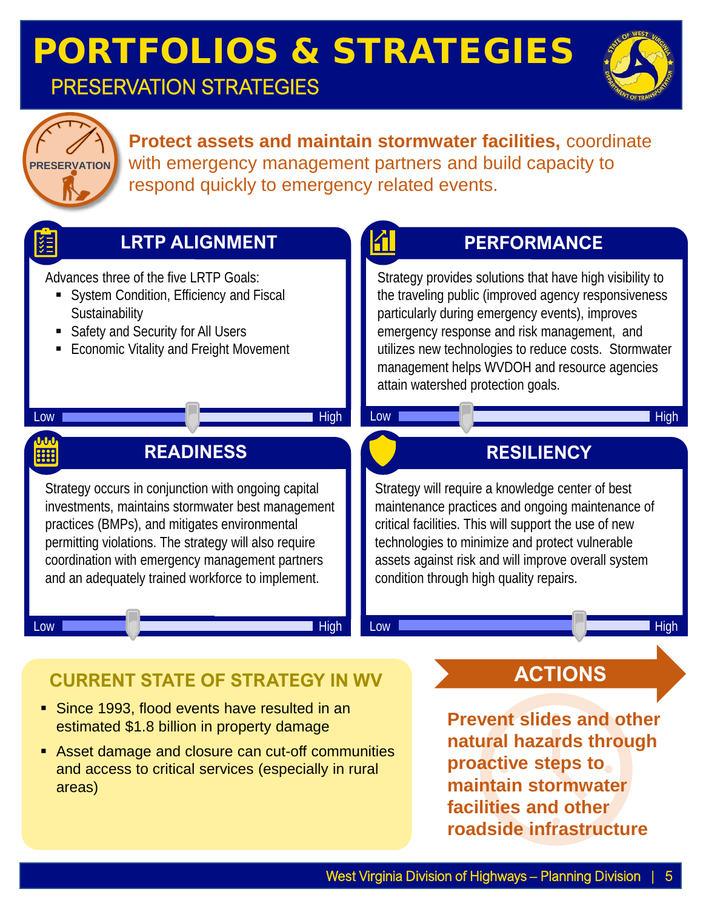# PORTFOLIOS & STRATEGIES

## PRESERVATION STRATEGIES

PRESERVATION

**Protect assets and maintain stormwater facilities,** coordinate with emergency management partners and build capacity to respond quickly to emergency related events.

### LRTP ALIGNMENT

Advances three of the five LRTP Goals:

- System Condition, Efficiency and Fiscal Sustainability
- Safety and Security for All Users
- Economic Vitality and Freight Movement

Low — High

### PERFORMANCE

Strategy provides solutions that have high visibility to the traveling public (improved agency responsiveness particularly during emergency events), improves emergency response and risk management, and utilizes new technologies to reduce costs. Stormwater management helps WVDOH and resource agencies attain watershed protection goals.

Low — High

### READINESS

Strategy occurs in conjunction with ongoing capital investments, maintains stormwater best management practices (BMPs), and mitigates environmental permitting violations. The strategy will also require coordination with emergency management partners and an adequately trained workforce to implement.

Low — High

### RESILIENCY

Strategy will require a knowledge center of best maintenance practices and ongoing maintenance of critical facilities. This will support the use of new technologies to minimize and protect vulnerable assets against risk and will improve overall system condition through high quality repairs.

Low — High

### CURRENT STATE OF STRATEGY IN WV

- Since 1993, flood events have resulted in an estimated $1.8 billion in property damage
- Asset damage and closure can cut-off communities and access to critical services (especially in rural areas)

### ACTIONS

**Prevent slides and other natural hazards through proactive steps to maintain stormwater facilities and other roadside infrastructure**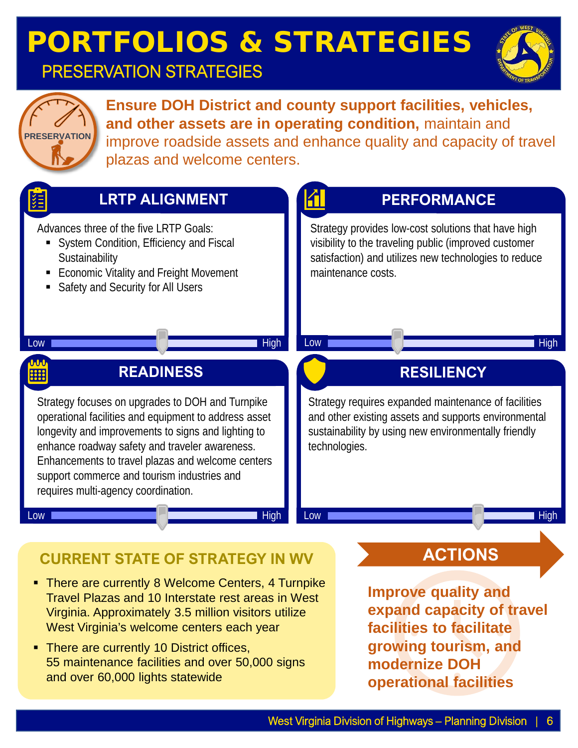# PORTFOLIOS & STRATEGIES

## PRESERVATION STRATEGIES

PRESERVATION

**Ensure DOH District and county support facilities, vehicles, and other assets are in operating condition,** maintain and improve roadside assets and enhance quality and capacity of travel plazas and welcome centers.

### LRTP ALIGNMENT

Advances three of the five LRTP Goals:

- System Condition, Efficiency and Fiscal Sustainability
- Economic Vitality and Freight Movement
- Safety and Security for All Users

Low High

### PERFORMANCE

Strategy provides low-cost solutions that have high visibility to the traveling public (improved customer satisfaction) and utilizes new technologies to reduce maintenance costs.

Low High

### READINESS

Strategy focuses on upgrades to DOH and Turnpike operational facilities and equipment to address asset longevity and improvements to signs and lighting to enhance roadway safety and traveler awareness. Enhancements to travel plazas and welcome centers support commerce and tourism industries and requires multi-agency coordination.

Low High

### RESILIENCY

Strategy requires expanded maintenance of facilities and other existing assets and supports environmental sustainability by using new environmentally friendly technologies.

Low High

### CURRENT STATE OF STRATEGY IN WV

- There are currently 8 Welcome Centers, 4 Turnpike Travel Plazas and 10 Interstate rest areas in West Virginia. Approximately 3.5 million visitors utilize West Virginia's welcome centers each year
- There are currently 10 District offices, 55 maintenance facilities and over 50,000 signs and over 60,000 lights statewide

### ACTIONS

**Improve quality and expand capacity of travel facilities to facilitate growing tourism, and modernize DOH operational facilities**